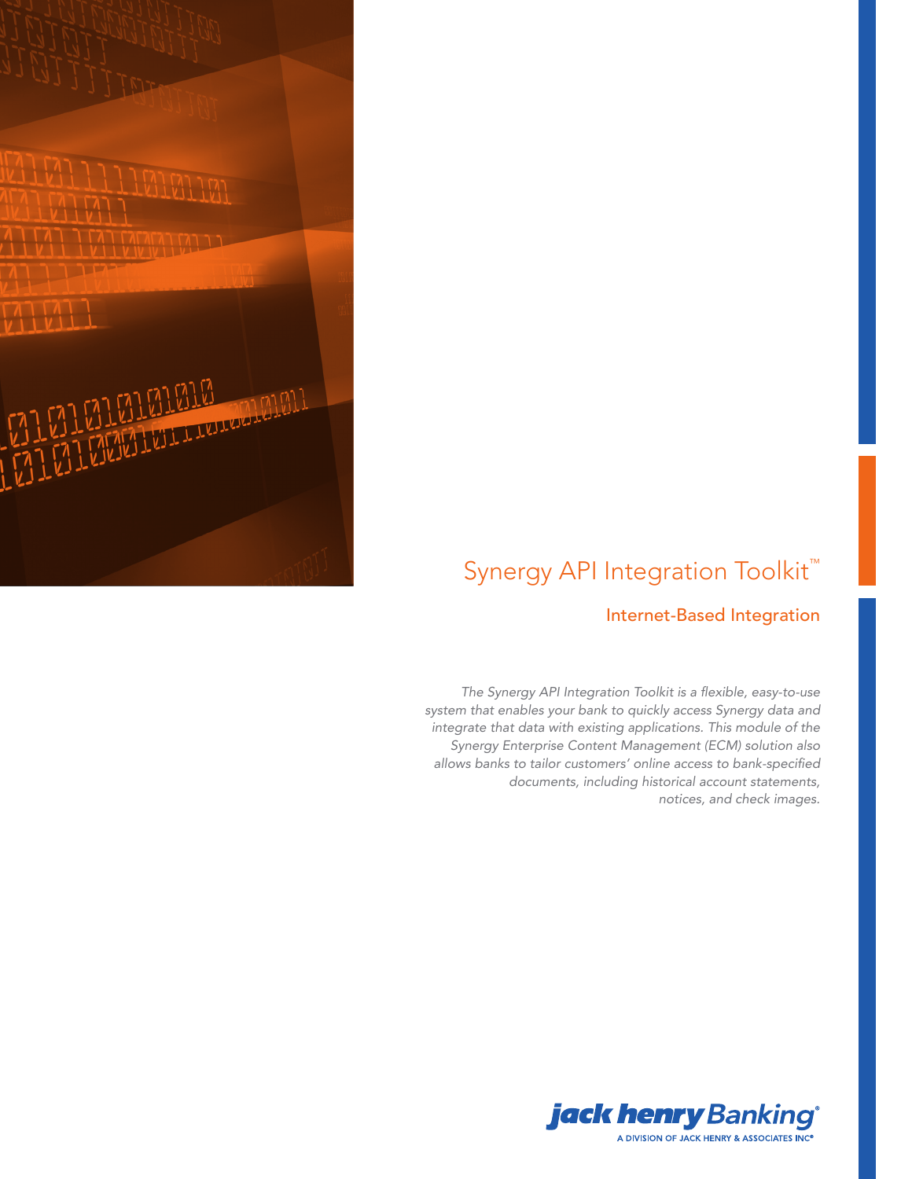# Synergy API Integration Toolkit™

## Internet-Based Integration

*The Synergy API Integration Toolkit is a flexible, easy-to-use system that enables your bank to quickly access Synergy data and integrate that data with existing applications. This module of the Synergy Enterprise Content Management (ECM) solution also allows banks to tailor customers' online access to bank-specified documents, including historical account statements, notices, and check images.*

jack henry Banking®
A DIVISION OF JACK HENRY & ASSOCIATES INC®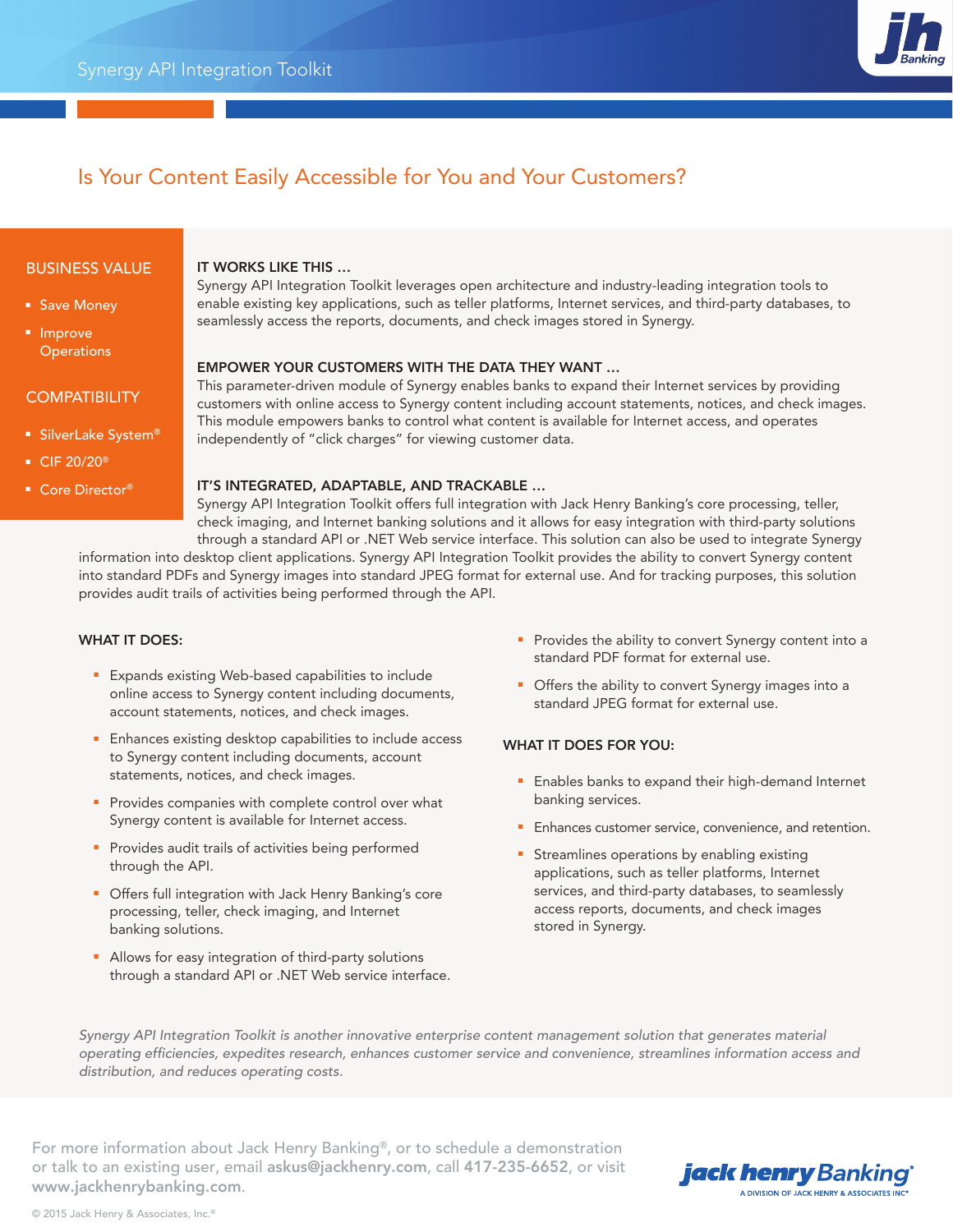Synergy API Integration Toolkit

# Is Your Content Easily Accessible for You and Your Customers?

## BUSINESS VALUE

- Save Money
- Improve Operations

## COMPATIBILITY

- SilverLake System®
- CIF 20/20®
- Core Director®

### IT WORKS LIKE THIS …

Synergy API Integration Toolkit leverages open architecture and industry-leading integration tools to enable existing key applications, such as teller platforms, Internet services, and third-party databases, to seamlessly access the reports, documents, and check images stored in Synergy.

### EMPOWER YOUR CUSTOMERS WITH THE DATA THEY WANT …

This parameter-driven module of Synergy enables banks to expand their Internet services by providing customers with online access to Synergy content including account statements, notices, and check images. This module empowers banks to control what content is available for Internet access, and operates independently of "click charges" for viewing customer data.

### IT'S INTEGRATED, ADAPTABLE, AND TRACKABLE …

Synergy API Integration Toolkit offers full integration with Jack Henry Banking's core processing, teller, check imaging, and Internet banking solutions and it allows for easy integration with third-party solutions through a standard API or .NET Web service interface. This solution can also be used to integrate Synergy information into desktop client applications. Synergy API Integration Toolkit provides the ability to convert Synergy content into standard PDFs and Synergy images into standard JPEG format for external use. And for tracking purposes, this solution provides audit trails of activities being performed through the API.

### WHAT IT DOES:

- Expands existing Web-based capabilities to include online access to Synergy content including documents, account statements, notices, and check images.
- Enhances existing desktop capabilities to include access to Synergy content including documents, account statements, notices, and check images.
- Provides companies with complete control over what Synergy content is available for Internet access.
- Provides audit trails of activities being performed through the API.
- Offers full integration with Jack Henry Banking's core processing, teller, check imaging, and Internet banking solutions.
- Allows for easy integration of third-party solutions through a standard API or .NET Web service interface.
- Provides the ability to convert Synergy content into a standard PDF format for external use.
- Offers the ability to convert Synergy images into a standard JPEG format for external use.

### WHAT IT DOES FOR YOU:

- Enables banks to expand their high-demand Internet banking services.
- Enhances customer service, convenience, and retention.
- Streamlines operations by enabling existing applications, such as teller platforms, Internet services, and third-party databases, to seamlessly access reports, documents, and check images stored in Synergy.

*Synergy API Integration Toolkit is another innovative enterprise content management solution that generates material operating efficiencies, expedites research, enhances customer service and convenience, streamlines information access and distribution, and reduces operating costs.*

For more information about Jack Henry Banking®, or to schedule a demonstration or talk to an existing user, email **askus@jackhenry.com**, call **417-235-6652**, or visit **www.jackhenrybanking.com**.

jack henry Banking®
A DIVISION OF JACK HENRY & ASSOCIATES INC®

© 2015 Jack Henry & Associates, Inc.®